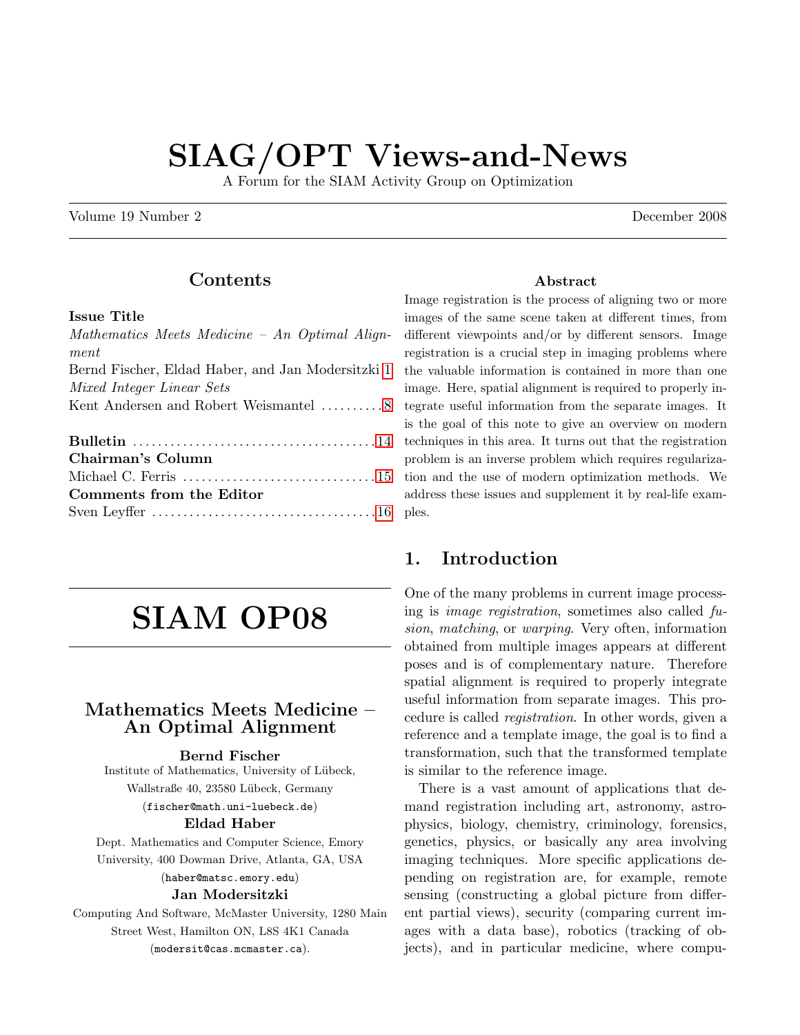# SIAG/OPT Views-and-News

A Forum for the SIAM Activity Group on Optimization

Volume 19 Number 2 December 2008

## Contents

**Issue Title**

*Mathematics Meets Medicine – An Optimal Alignment*
Bernd Fischer, Eldad Haber, and Jan Modersitzki 1

*Mixed Integer Linear Sets*
Kent Andersen and Robert Weismantel .......... 8

**Bulletin** .......................................... 14

**Chairman's Column**
Michael C. Ferris .................................. 15

**Comments from the Editor**
Sven Leyffer ....................................... 16

# SIAM OP08

## Mathematics Meets Medicine – An Optimal Alignment

**Bernd Fischer**
Institute of Mathematics, University of Lübeck, Wallstraße 40, 23580 Lübeck, Germany (fischer@math.uni-luebeck.de)

**Eldad Haber**
Dept. Mathematics and Computer Science, Emory University, 400 Dowman Drive, Atlanta, GA, USA (haber@matsc.emory.edu)

**Jan Modersitzki**
Computing And Software, McMaster University, 1280 Main Street West, Hamilton ON, L8S 4K1 Canada (modersit@cas.mcmaster.ca).

**Abstract**

Image registration is the process of aligning two or more images of the same scene taken at different times, from different viewpoints and/or by different sensors. Image registration is a crucial step in imaging problems where the valuable information is contained in more than one image. Here, spatial alignment is required to properly integrate useful information from the separate images. It is the goal of this note to give an overview on modern techniques in this area. It turns out that the registration problem is an inverse problem which requires regularization and the use of modern optimization methods. We address these issues and supplement it by real-life examples.

## 1. Introduction

One of the many problems in current image processing is *image registration*, sometimes also called *fusion*, *matching*, or *warping*. Very often, information obtained from multiple images appears at different poses and is of complementary nature. Therefore spatial alignment is required to properly integrate useful information from separate images. This procedure is called *registration*. In other words, given a reference and a template image, the goal is to find a transformation, such that the transformed template is similar to the reference image.

There is a vast amount of applications that demand registration including art, astronomy, astrophysics, biology, chemistry, criminology, forensics, genetics, physics, or basically any area involving imaging techniques. More specific applications depending on registration are, for example, remote sensing (constructing a global picture from different partial views), security (comparing current images with a data base), robotics (tracking of objects), and in particular medicine, where compu-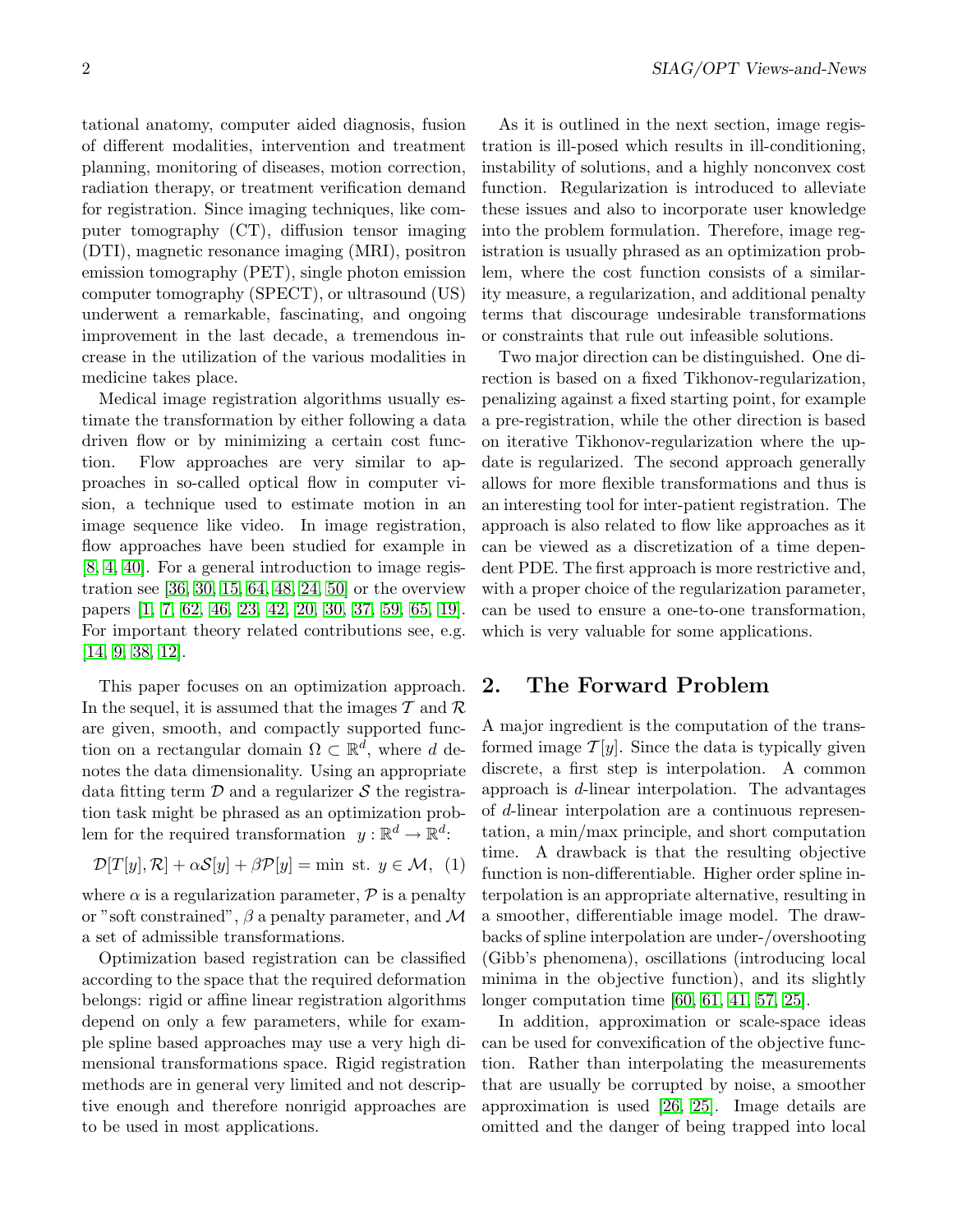tational anatomy, computer aided diagnosis, fusion of different modalities, intervention and treatment planning, monitoring of diseases, motion correction, radiation therapy, or treatment verification demand for registration. Since imaging techniques, like computer tomography (CT), diffusion tensor imaging (DTI), magnetic resonance imaging (MRI), positron emission tomography (PET), single photon emission computer tomography (SPECT), or ultrasound (US) underwent a remarkable, fascinating, and ongoing improvement in the last decade, a tremendous increase in the utilization of the various modalities in medicine takes place.

Medical image registration algorithms usually estimate the transformation by either following a data driven flow or by minimizing a certain cost function. Flow approaches are very similar to approaches in so-called optical flow in computer vision, a technique used to estimate motion in an image sequence like video. In image registration, flow approaches have been studied for example in [8, 4, 40]. For a general introduction to image registration see [36, 30, 15, 64, 48, 24, 50] or the overview papers [1, 7, 62, 46, 23, 42, 20, 30, 37, 59, 65, 19]. For important theory related contributions see, e.g. [14, 9, 38, 12].

This paper focuses on an optimization approach. In the sequel, it is assumed that the images $\mathcal{T}$ and $\mathcal{R}$ are given, smooth, and compactly supported function on a rectangular domain $\Omega \subset \mathbb{R}^d$, where $d$ denotes the data dimensionality. Using an appropriate data fitting term $\mathcal{D}$ and a regularizer $\mathcal{S}$ the registration task might be phrased as an optimization problem for the required transformation $y : \mathbb{R}^d \to \mathbb{R}^d$:

$$\mathcal{D}[T[y], \mathcal{R}] + \alpha \mathcal{S}[y] + \beta \mathcal{P}[y] = \min \text{ st. } y \in \mathcal{M}, \quad (1)$$

where $\alpha$ is a regularization parameter, $\mathcal{P}$ is a penalty or "soft constrained", $\beta$ a penalty parameter, and $\mathcal{M}$ a set of admissible transformations.

Optimization based registration can be classified according to the space that the required deformation belongs: rigid or affine linear registration algorithms depend on only a few parameters, while for example spline based approaches may use a very high dimensional transformations space. Rigid registration methods are in general very limited and not descriptive enough and therefore nonrigid approaches are to be used in most applications.

As it is outlined in the next section, image registration is ill-posed which results in ill-conditioning, instability of solutions, and a highly nonconvex cost function. Regularization is introduced to alleviate these issues and also to incorporate user knowledge into the problem formulation. Therefore, image registration is usually phrased as an optimization problem, where the cost function consists of a similarity measure, a regularization, and additional penalty terms that discourage undesirable transformations or constraints that rule out infeasible solutions.

Two major direction can be distinguished. One direction is based on a fixed Tikhonov-regularization, penalizing against a fixed starting point, for example a pre-registration, while the other direction is based on iterative Tikhonov-regularization where the update is regularized. The second approach generally allows for more flexible transformations and thus is an interesting tool for inter-patient registration. The approach is also related to flow like approaches as it can be viewed as a discretization of a time dependent PDE. The first approach is more restrictive and, with a proper choice of the regularization parameter, can be used to ensure a one-to-one transformation, which is very valuable for some applications.

## 2. The Forward Problem

A major ingredient is the computation of the transformed image $\mathcal{T}[y]$. Since the data is typically given discrete, a first step is interpolation. A common approach is $d$-linear interpolation. The advantages of $d$-linear interpolation are a continuous representation, a min/max principle, and short computation time. A drawback is that the resulting objective function is non-differentiable. Higher order spline interpolation is an appropriate alternative, resulting in a smoother, differentiable image model. The drawbacks of spline interpolation are under-/overshooting (Gibb's phenomena), oscillations (introducing local minima in the objective function), and its slightly longer computation time [60, 61, 41, 57, 25].

In addition, approximation or scale-space ideas can be used for convexification of the objective function. Rather than interpolating the measurements that are usually be corrupted by noise, a smoother approximation is used [26, 25]. Image details are omitted and the danger of being trapped into local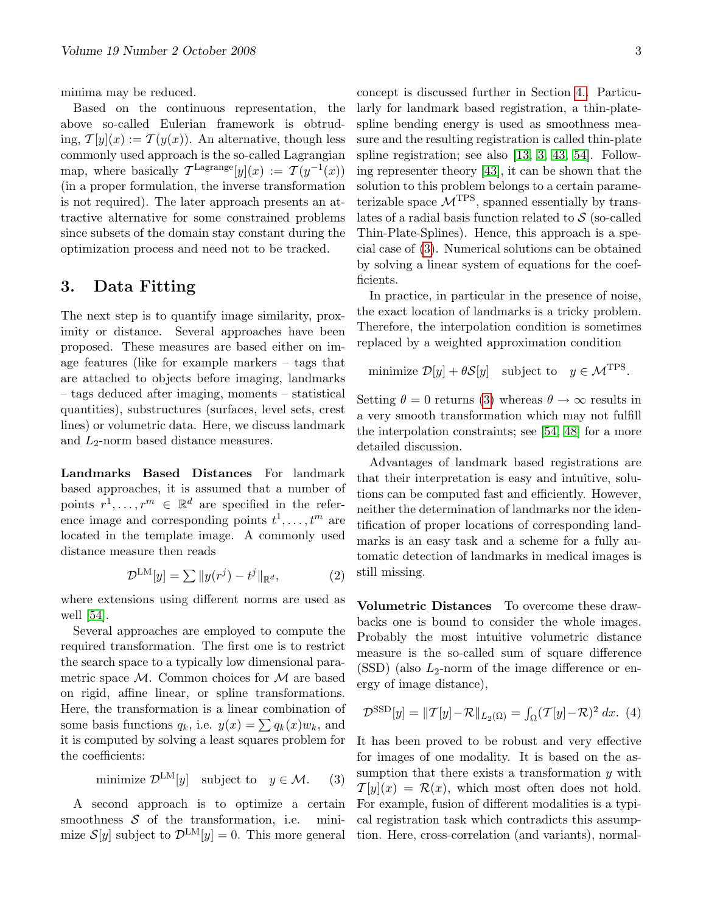minima may be reduced.

Based on the continuous representation, the above so-called Eulerian framework is obtruding, $\mathcal{T}[y](x) := \mathcal{T}(y(x))$. An alternative, though less commonly used approach is the so-called Lagrangian map, where basically $\mathcal{T}^{\text{Lagrange}}[y](x) := \mathcal{T}(y^{-1}(x))$ (in a proper formulation, the inverse transformation is not required). The later approach presents an attractive alternative for some constrained problems since subsets of the domain stay constant during the optimization process and need not to be tracked.

## 3. Data Fitting

The next step is to quantify image similarity, proximity or distance. Several approaches have been proposed. These measures are based either on image features (like for example markers – tags that are attached to objects before imaging, landmarks – tags deduced after imaging, moments – statistical quantities), substructures (surfaces, level sets, crest lines) or volumetric data. Here, we discuss landmark and $L_2$-norm based distance measures.

**Landmarks Based Distances** For landmark based approaches, it is assumed that a number of points $r^1, \dots, r^m \in \mathbb{R}^d$ are specified in the reference image and corresponding points $t^1, \dots, t^m$ are located in the template image. A commonly used distance measure then reads

$$\mathcal{D}^{\text{LM}}[y] = \sum \|y(r^j) - t^j\|_{\mathbb{R}^d}, \tag{2}$$

where extensions using different norms are used as well [54].

Several approaches are employed to compute the required transformation. The first one is to restrict the search space to a typically low dimensional parametric space $\mathcal{M}$. Common choices for $\mathcal{M}$ are based on rigid, affine linear, or spline transformations. Here, the transformation is a linear combination of some basis functions $q_k$, i.e. $y(x) = \sum q_k(x) w_k$, and it is computed by solving a least squares problem for the coefficients:

$$\text{minimize } \mathcal{D}^{\text{LM}}[y] \quad \text{subject to} \quad y \in \mathcal{M}. \tag{3}$$

A second approach is to optimize a certain smoothness $\mathcal{S}$ of the transformation, i.e. minimize $\mathcal{S}[y]$ subject to $\mathcal{D}^{\text{LM}}[y] = 0$. This more general concept is discussed further in Section 4. Particularly for landmark based registration, a thin-plate-spline bending energy is used as smoothness measure and the resulting registration is called thin-plate spline registration; see also [13, 3, 43, 54]. Following representer theory [43], it can be shown that the solution to this problem belongs to a certain parameterizable space $\mathcal{M}^{\text{TPS}}$, spanned essentially by translates of a radial basis function related to $\mathcal{S}$ (so-called Thin-Plate-Splines). Hence, this approach is a special case of (3). Numerical solutions can be obtained by solving a linear system of equations for the coefficients.

In practice, in particular in the presence of noise, the exact location of landmarks is a tricky problem. Therefore, the interpolation condition is sometimes replaced by a weighted approximation condition

$$\text{minimize } \mathcal{D}[y] + \theta \mathcal{S}[y] \quad \text{subject to} \quad y \in \mathcal{M}^{\text{TPS}}.$$

Setting $\theta = 0$ returns (3) whereas $\theta \to \infty$ results in a very smooth transformation which may not fulfill the interpolation constraints; see [54, 48] for a more detailed discussion.

Advantages of landmark based registrations are that their interpretation is easy and intuitive, solutions can be computed fast and efficiently. However, neither the determination of landmarks nor the identification of proper locations of corresponding landmarks is an easy task and a scheme for a fully automatic detection of landmarks in medical images is still missing.

**Volumetric Distances** To overcome these drawbacks one is bound to consider the whole images. Probably the most intuitive volumetric distance measure is the so-called sum of square difference (SSD) (also $L_2$-norm of the image difference or energy of image distance),

$$\mathcal{D}^{\text{SSD}}[y] = \|\mathcal{T}[y] - \mathcal{R}\|_{L_2(\Omega)} = \int_\Omega (\mathcal{T}[y] - \mathcal{R})^2 \, dx. \tag{4}$$

It has been proved to be robust and very effective for images of one modality. It is based on the assumption that there exists a transformation $y$ with $\mathcal{T}[y](x) = \mathcal{R}(x)$, which most often does not hold. For example, fusion of different modalities is a typical registration task which contradicts this assumption. Here, cross-correlation (and variants), normal-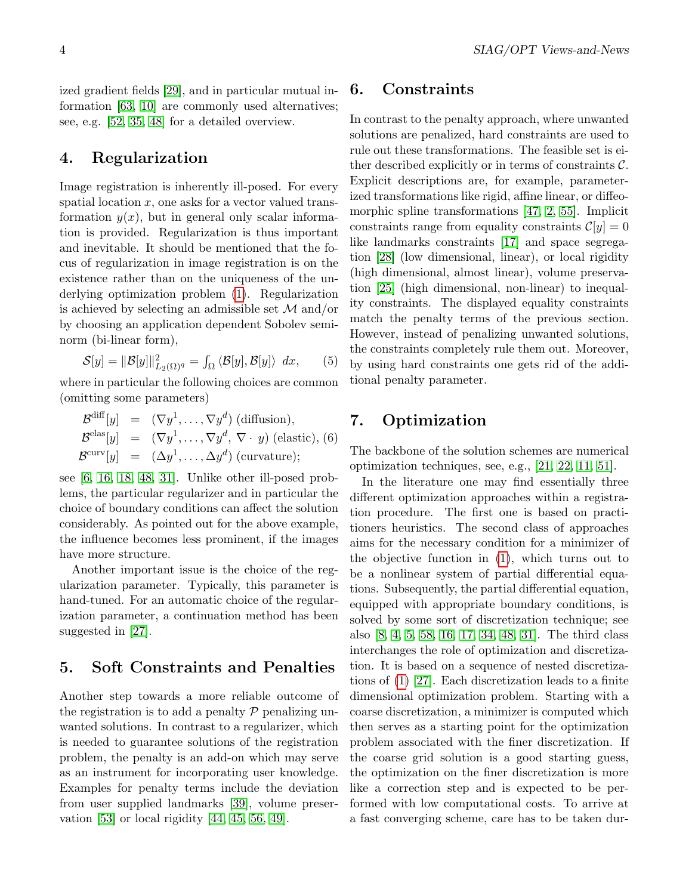ized gradient fields [29], and in particular mutual information [63, 10] are commonly used alternatives; see, e.g. [52, 35, 48] for a detailed overview.

## 4. Regularization

Image registration is inherently ill-posed. For every spatial location $x$, one asks for a vector valued transformation $y(x)$, but in general only scalar information is provided. Regularization is thus important and inevitable. It should be mentioned that the focus of regularization in image registration is on the existence rather than on the uniqueness of the underlying optimization problem (1). Regularization is achieved by selecting an admissible set $\mathcal{M}$ and/or by choosing an application dependent Sobolev seminorm (bi-linear form),

$$\mathcal{S}[y] = \|\mathcal{B}[y]\|^2_{L_2(\Omega)^q} = \int_\Omega \langle \mathcal{B}[y], \mathcal{B}[y] \rangle \; dx, \qquad (5)$$

where in particular the following choices are common (omitting some parameters)

$$\begin{aligned} \mathcal{B}^{\text{diff}}[y] &= (\nabla y^1, \ldots, \nabla y^d) \text{ (diffusion)}, \\ \mathcal{B}^{\text{elas}}[y] &= (\nabla y^1, \ldots, \nabla y^d, \nabla \cdot y) \text{ (elastic)}, \\ \mathcal{B}^{\text{curv}}[y] &= (\Delta y^1, \ldots, \Delta y^d) \text{ (curvature)}; \end{aligned} \qquad (6)$$

see [6, 16, 18, 48, 31]. Unlike other ill-posed problems, the particular regularizer and in particular the choice of boundary conditions can affect the solution considerably. As pointed out for the above example, the influence becomes less prominent, if the images have more structure.

Another important issue is the choice of the regularization parameter. Typically, this parameter is hand-tuned. For an automatic choice of the regularization parameter, a continuation method has been suggested in [27].

## 5. Soft Constraints and Penalties

Another step towards a more reliable outcome of the registration is to add a penalty $\mathcal{P}$ penalizing unwanted solutions. In contrast to a regularizer, which is needed to guarantee solutions of the registration problem, the penalty is an add-on which may serve as an instrument for incorporating user knowledge. Examples for penalty terms include the deviation from user supplied landmarks [39], volume preservation [53] or local rigidity [44, 45, 56, 49].

## 6. Constraints

In contrast to the penalty approach, where unwanted solutions are penalized, hard constraints are used to rule out these transformations. The feasible set is either described explicitly or in terms of constraints $\mathcal{C}$. Explicit descriptions are, for example, parameterized transformations like rigid, affine linear, or diffeomorphic spline transformations [47, 2, 55]. Implicit constraints range from equality constraints $\mathcal{C}[y] = 0$ like landmarks constraints [17] and space segregation [28] (low dimensional, linear), or local rigidity (high dimensional, almost linear), volume preservation [25] (high dimensional, non-linear) to inequality constraints. The displayed equality constraints match the penalty terms of the previous section. However, instead of penalizing unwanted solutions, the constraints completely rule them out. Moreover, by using hard constraints one gets rid of the additional penalty parameter.

## 7. Optimization

The backbone of the solution schemes are numerical optimization techniques, see, e.g., [21, 22, 11, 51].

In the literature one may find essentially three different optimization approaches within a registration procedure. The first one is based on practitioners heuristics. The second class of approaches aims for the necessary condition for a minimizer of the objective function in (1), which turns out to be a nonlinear system of partial differential equations. Subsequently, the partial differential equation, equipped with appropriate boundary conditions, is solved by some sort of discretization technique; see also [8, 4, 5, 58, 16, 17, 34, 48, 31]. The third class interchanges the role of optimization and discretization. It is based on a sequence of nested discretizations of (1) [27]. Each discretization leads to a finite dimensional optimization problem. Starting with a coarse discretization, a minimizer is computed which then serves as a starting point for the optimization problem associated with the finer discretization. If the coarse grid solution is a good starting guess, the optimization on the finer discretization is more like a correction step and is expected to be performed with low computational costs. To arrive at a fast converging scheme, care has to be taken dur-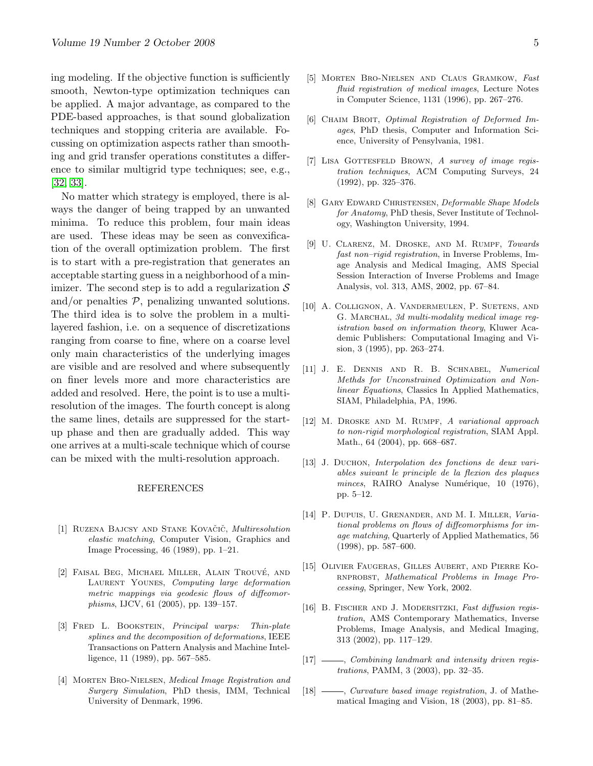ing modeling. If the objective function is sufficiently smooth, Newton-type optimization techniques can be applied. A major advantage, as compared to the PDE-based approaches, is that sound globalization techniques and stopping criteria are available. Focussing on optimization aspects rather than smoothing and grid transfer operations constitutes a difference to similar multigrid type techniques; see, e.g., [32, 33].

No matter which strategy is employed, there is always the danger of being trapped by an unwanted minima. To reduce this problem, four main ideas are used. These ideas may be seen as convexification of the overall optimization problem. The first is to start with a pre-registration that generates an acceptable starting guess in a neighborhood of a minimizer. The second step is to add a regularization $\mathcal{S}$ and/or penalties $\mathcal{P}$, penalizing unwanted solutions. The third idea is to solve the problem in a multi-layered fashion, i.e. on a sequence of discretizations ranging from coarse to fine, where on a coarse level only main characteristics of the underlying images are visible and are resolved and where subsequently on finer levels more and more characteristics are added and resolved. Here, the point is to use a multi-resolution of the images. The fourth concept is along the same lines, details are suppressed for the start-up phase and then are gradually added. This way one arrives at a multi-scale technique which of course can be mixed with the multi-resolution approach.

## REFERENCES

[1] Ruzena Bajcsy and Stane Kovačič, *Multiresolution elastic matching*, Computer Vision, Graphics and Image Processing, 46 (1989), pp. 1–21.

[2] Faisal Beg, Michael Miller, Alain Trouvé, and Laurent Younes, *Computing large deformation metric mappings via geodesic flows of diffeomorphisms*, IJCV, 61 (2005), pp. 139–157.

[3] Fred L. Bookstein, *Principal warps: Thin-plate splines and the decomposition of deformations*, IEEE Transactions on Pattern Analysis and Machine Intelligence, 11 (1989), pp. 567–585.

[4] Morten Bro-Nielsen, *Medical Image Registration and Surgery Simulation*, PhD thesis, IMM, Technical University of Denmark, 1996.

[5] Morten Bro-Nielsen and Claus Gramkow, *Fast fluid registration of medical images*, Lecture Notes in Computer Science, 1131 (1996), pp. 267–276.

[6] Chaim Broit, *Optimal Registration of Deformed Images*, PhD thesis, Computer and Information Science, University of Pensylvania, 1981.

[7] Lisa Gottesfeld Brown, *A survey of image registration techniques*, ACM Computing Surveys, 24 (1992), pp. 325–376.

[8] Gary Edward Christensen, *Deformable Shape Models for Anatomy*, PhD thesis, Sever Institute of Technology, Washington University, 1994.

[9] U. Clarenz, M. Droske, and M. Rumpf, *Towards fast non–rigid registration*, in Inverse Problems, Image Analysis and Medical Imaging, AMS Special Session Interaction of Inverse Problems and Image Analysis, vol. 313, AMS, 2002, pp. 67–84.

[10] A. Collignon, A. Vandermeulen, P. Suetens, and G. Marchal, *3d multi-modality medical image registration based on information theory*, Kluwer Academic Publishers: Computational Imaging and Vision, 3 (1995), pp. 263–274.

[11] J. E. Dennis and R. B. Schnabel, *Numerical Methds for Unconstrained Optimization and Nonlinear Equations*, Classics In Applied Mathematics, SIAM, Philadelphia, PA, 1996.

[12] M. Droske and M. Rumpf, *A variational approach to non-rigid morphological registration*, SIAM Appl. Math., 64 (2004), pp. 668–687.

[13] J. Duchon, *Interpolation des fonctions de deux variables suivant le principle de la flexion des plaques minces*, RAIRO Analyse Numérique, 10 (1976), pp. 5–12.

[14] P. Dupuis, U. Grenander, and M. I. Miller, *Variational problems on flows of diffeomorphisms for image matching*, Quarterly of Applied Mathematics, 56 (1998), pp. 587–600.

[15] Olivier Faugeras, Gilles Aubert, and Pierre Kornprobst, *Mathematical Problems in Image Processing*, Springer, New York, 2002.

[16] B. Fischer and J. Modersitzki, *Fast diffusion registration*, AMS Contemporary Mathematics, Inverse Problems, Image Analysis, and Medical Imaging, 313 (2002), pp. 117–129.

[17] ———, *Combining landmark and intensity driven registrations*, PAMM, 3 (2003), pp. 32–35.

[18] ———, *Curvature based image registration*, J. of Mathematical Imaging and Vision, 18 (2003), pp. 81–85.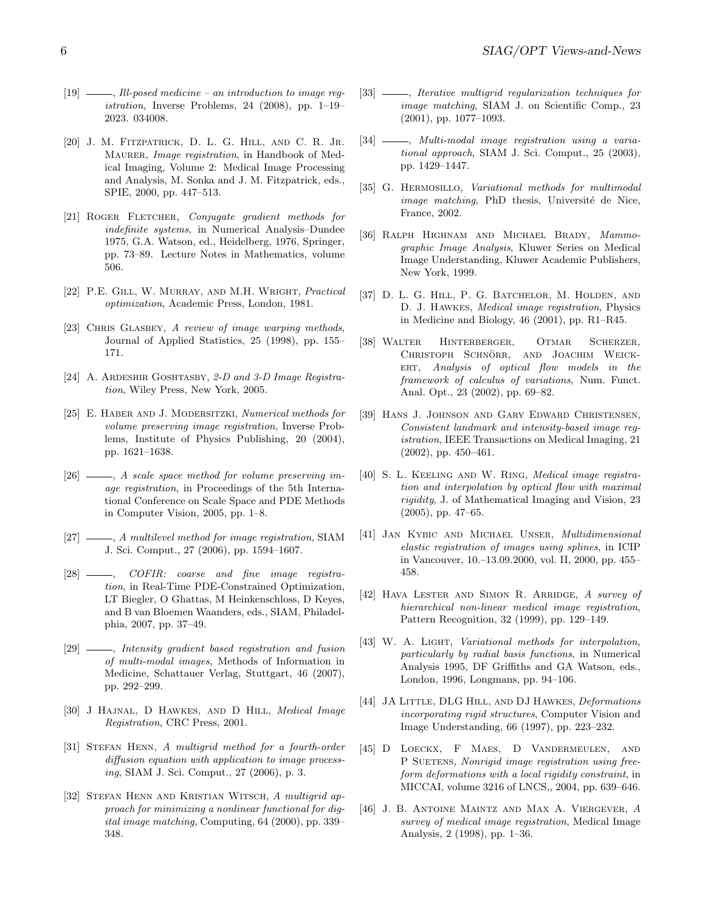[19] ———, *Ill-posed medicine – an introduction to image registration*, Inverse Problems, 24 (2008), pp. 1–19– 2023. 034008.

[20] J. M. Fitzpatrick, D. L. G. Hill, and C. R. Jr. Maurer, *Image registration*, in Handbook of Medical Imaging, Volume 2: Medical Image Processing and Analysis, M. Sonka and J. M. Fitzpatrick, eds., SPIE, 2000, pp. 447–513.

[21] Roger Fletcher, *Conjugate gradient methods for indefinite systems*, in Numerical Analysis–Dundee 1975, G.A. Watson, ed., Heidelberg, 1976, Springer, pp. 73–89. Lecture Notes in Mathematics, volume 506.

[22] P.E. Gill, W. Murray, and M.H. Wright, *Practical optimization*, Academic Press, London, 1981.

[23] Chris Glasbey, *A review of image warping methods*, Journal of Applied Statistics, 25 (1998), pp. 155–171.

[24] A. Ardeshir Goshtasby, *2-D and 3-D Image Registration*, Wiley Press, New York, 2005.

[25] E. Haber and J. Modersitzki, *Numerical methods for volume preserving image registration*, Inverse Problems, Institute of Physics Publishing, 20 (2004), pp. 1621–1638.

[26] ———, *A scale space method for volume preserving image registration*, in Proceedings of the 5th International Conference on Scale Space and PDE Methods in Computer Vision, 2005, pp. 1–8.

[27] ———, *A multilevel method for image registration*, SIAM J. Sci. Comput., 27 (2006), pp. 1594–1607.

[28] ———, *COFIR: coarse and fine image registration*, in Real-Time PDE-Constrained Optimization, LT Biegler, O Ghattas, M Heinkenschloss, D Keyes, and B van Bloemen Waanders, eds., SIAM, Philadelphia, 2007, pp. 37–49.

[29] ———, *Intensity gradient based registration and fusion of multi-modal images*, Methods of Information in Medicine, Schattauer Verlag, Stuttgart, 46 (2007), pp. 292–299.

[30] J Hajnal, D Hawkes, and D Hill, *Medical Image Registration*, CRC Press, 2001.

[31] Stefan Henn, *A multigrid method for a fourth-order diffusion equation with application to image processing*, SIAM J. Sci. Comput., 27 (2006), p. 3.

[32] Stefan Henn and Kristian Witsch, *A multigrid approach for minimizing a nonlinear functional for digital image matching*, Computing, 64 (2000), pp. 339–348.

[33] ———, *Iterative multigrid regularization techniques for image matching*, SIAM J. on Scientific Comp., 23 (2001), pp. 1077–1093.

[34] ———, *Multi-modal image registration using a variational approach*, SIAM J. Sci. Comput., 25 (2003), pp. 1429–1447.

[35] G. Hermosillo, *Variational methods for multimodal image matching*, PhD thesis, Université de Nice, France, 2002.

[36] Ralph Highnam and Michael Brady, *Mammographic Image Analysis*, Kluwer Series on Medical Image Understanding, Kluwer Academic Publishers, New York, 1999.

[37] D. L. G. Hill, P. G. Batchelor, M. Holden, and D. J. Hawkes, *Medical image registration*, Physics in Medicine and Biology, 46 (2001), pp. R1–R45.

[38] Walter Hinterberger, Otmar Scherzer, Christoph Schnörr, and Joachim Weickert, *Analysis of optical flow models in the framework of calculus of variations*, Num. Funct. Anal. Opt., 23 (2002), pp. 69–82.

[39] Hans J. Johnson and Gary Edward Christensen, *Consistent landmark and intensity-based image registration*, IEEE Transactions on Medical Imaging, 21 (2002), pp. 450–461.

[40] S. L. Keeling and W. Ring, *Medical image registration and interpolation by optical flow with maximal rigidity*, J. of Mathematical Imaging and Vision, 23 (2005), pp. 47–65.

[41] Jan Kybic and Michael Unser, *Multidimensional elastic registration of images using splines*, in ICIP in Vancouver, 10.–13.09.2000, vol. II, 2000, pp. 455–458.

[42] Hava Lester and Simon R. Arridge, *A survey of hierarchical non-linear medical image registration*, Pattern Recognition, 32 (1999), pp. 129–149.

[43] W. A. Light, *Variational methods for interpolation, particularly by radial basis functions*, in Numerical Analysis 1995, DF Griffiths and GA Watson, eds., London, 1996, Longmans, pp. 94–106.

[44] JA Little, DLG Hill, and DJ Hawkes, *Deformations incorporating rigid structures*, Computer Vision and Image Understanding, 66 (1997), pp. 223–232.

[45] D Loeckx, F Maes, D Vandermeulen, and P Suetens, *Nonrigid image registration using free-form deformations with a local rigidity constraint*, in MICCAI, volume 3216 of LNCS,, 2004, pp. 639–646.

[46] J. B. Antoine Maintz and Max A. Viergever, *A survey of medical image registration*, Medical Image Analysis, 2 (1998), pp. 1–36.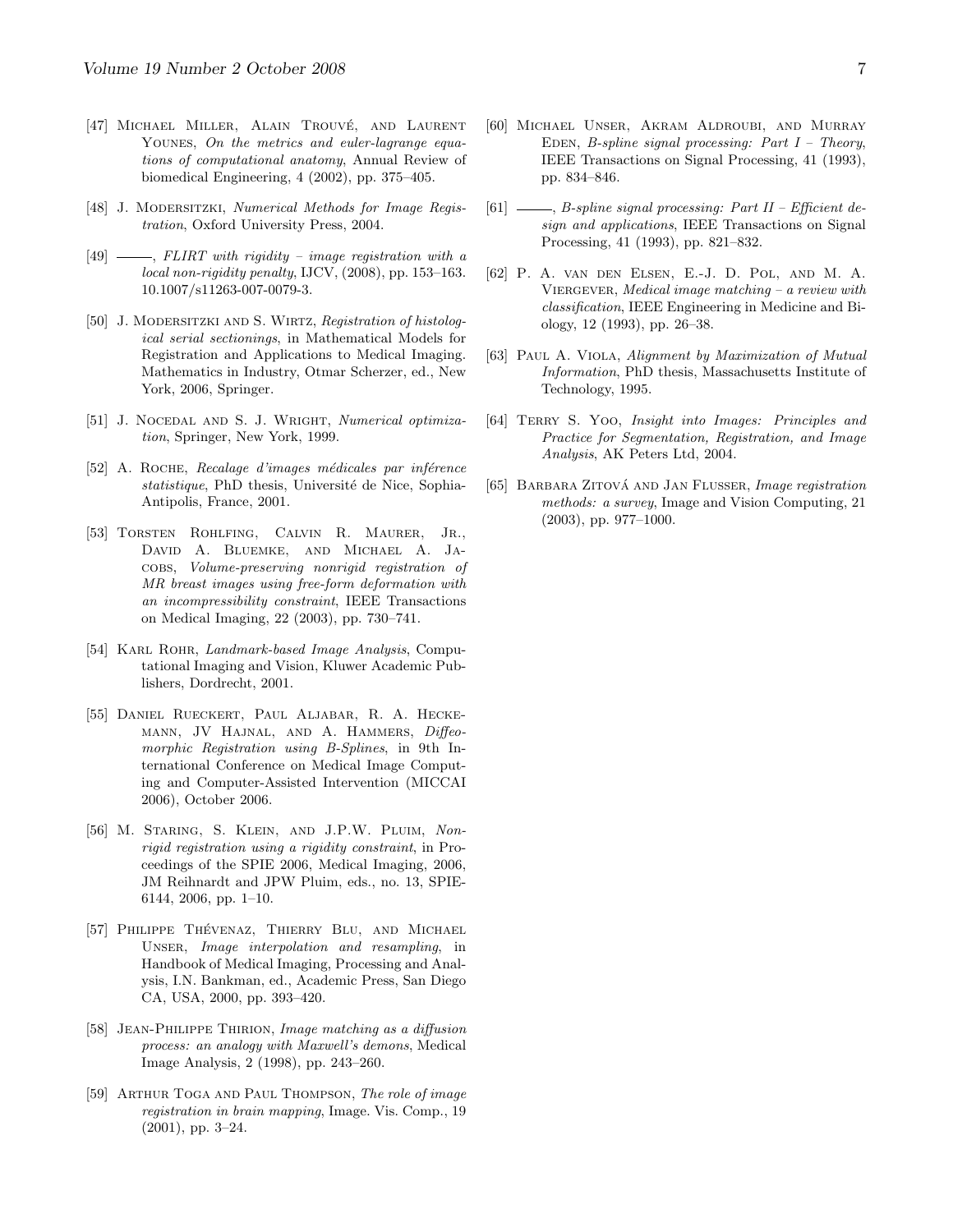[47] Michael Miller, Alain Trouvé, and Laurent Younes, *On the metrics and euler-lagrange equations of computational anatomy*, Annual Review of biomedical Engineering, 4 (2002), pp. 375–405.

[48] J. Modersitzki, *Numerical Methods for Image Registration*, Oxford University Press, 2004.

[49] ———, *FLIRT with rigidity – image registration with a local non-rigidity penalty*, IJCV, (2008), pp. 153–163. 10.1007/s11263-007-0079-3.

[50] J. Modersitzki and S. Wirtz, *Registration of histological serial sectionings*, in Mathematical Models for Registration and Applications to Medical Imaging. Mathematics in Industry, Otmar Scherzer, ed., New York, 2006, Springer.

[51] J. Nocedal and S. J. Wright, *Numerical optimization*, Springer, New York, 1999.

[52] A. Roche, *Recalage d'images médicales par inférence statistique*, PhD thesis, Université de Nice, Sophia-Antipolis, France, 2001.

[53] Torsten Rohlfing, Calvin R. Maurer, Jr., David A. Bluemke, and Michael A. Jacobs, *Volume-preserving nonrigid registration of MR breast images using free-form deformation with an incompressibility constraint*, IEEE Transactions on Medical Imaging, 22 (2003), pp. 730–741.

[54] Karl Rohr, *Landmark-based Image Analysis*, Computational Imaging and Vision, Kluwer Academic Publishers, Dordrecht, 2001.

[55] Daniel Rueckert, Paul Aljabar, R. A. Heckemann, JV Hajnal, and A. Hammers, *Diffeomorphic Registration using B-Splines*, in 9th International Conference on Medical Image Computing and Computer-Assisted Intervention (MICCAI 2006), October 2006.

[56] M. Staring, S. Klein, and J.P.W. Pluim, *Nonrigid registration using a rigidity constraint*, in Proceedings of the SPIE 2006, Medical Imaging, 2006, JM Reihnardt and JPW Pluim, eds., no. 13, SPIE-6144, 2006, pp. 1–10.

[57] Philippe Thévenaz, Thierry Blu, and Michael Unser, *Image interpolation and resampling*, in Handbook of Medical Imaging, Processing and Analysis, I.N. Bankman, ed., Academic Press, San Diego CA, USA, 2000, pp. 393–420.

[58] Jean-Philippe Thirion, *Image matching as a diffusion process: an analogy with Maxwell's demons*, Medical Image Analysis, 2 (1998), pp. 243–260.

[59] Arthur Toga and Paul Thompson, *The role of image registration in brain mapping*, Image. Vis. Comp., 19 (2001), pp. 3–24.

[60] Michael Unser, Akram Aldroubi, and Murray Eden, *B-spline signal processing: Part I – Theory*, IEEE Transactions on Signal Processing, 41 (1993), pp. 834–846.

[61] ———, *B-spline signal processing: Part II – Efficient design and applications*, IEEE Transactions on Signal Processing, 41 (1993), pp. 821–832.

[62] P. A. van den Elsen, E.-J. D. Pol, and M. A. Viergever, *Medical image matching – a review with classification*, IEEE Engineering in Medicine and Biology, 12 (1993), pp. 26–38.

[63] Paul A. Viola, *Alignment by Maximization of Mutual Information*, PhD thesis, Massachusetts Institute of Technology, 1995.

[64] Terry S. Yoo, *Insight into Images: Principles and Practice for Segmentation, Registration, and Image Analysis*, AK Peters Ltd, 2004.

[65] Barbara Zitová and Jan Flusser, *Image registration methods: a survey*, Image and Vision Computing, 21 (2003), pp. 977–1000.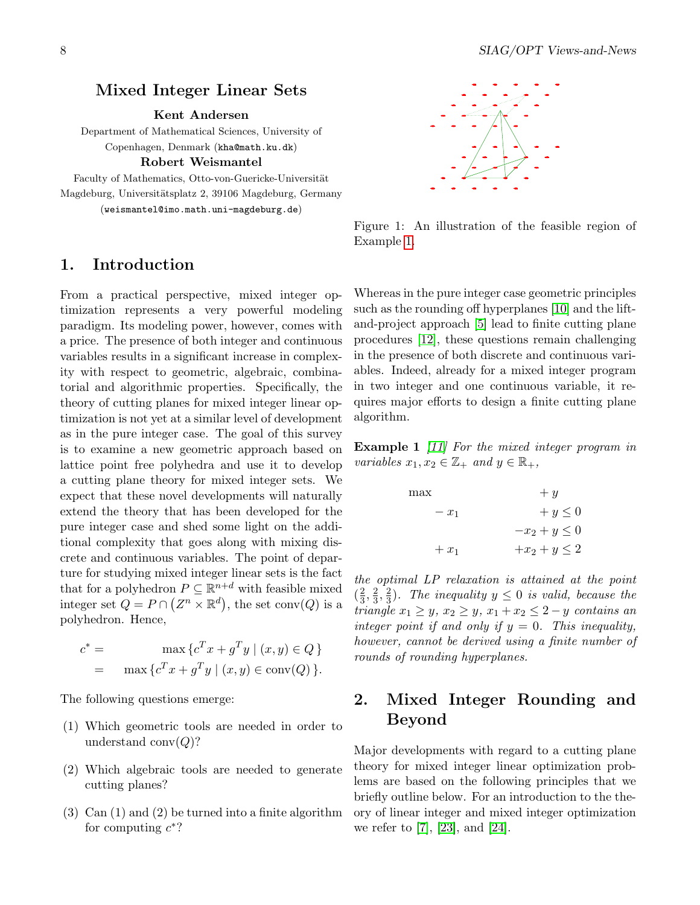# Mixed Integer Linear Sets

**Kent Andersen**

Department of Mathematical Sciences, University of Copenhagen, Denmark (kha@math.ku.dk)

**Robert Weismantel**

Faculty of Mathematics, Otto-von-Guericke-Universität Magdeburg, Universitätsplatz 2, 39106 Magdeburg, Germany (weismantel@imo.math.uni-magdeburg.de)

## 1. Introduction

From a practical perspective, mixed integer optimization represents a very powerful modeling paradigm. Its modeling power, however, comes with a price. The presence of both integer and continuous variables results in a significant increase in complexity with respect to geometric, algebraic, combinatorial and algorithmic properties. Specifically, the theory of cutting planes for mixed integer linear optimization is not yet at a similar level of development as in the pure integer case. The goal of this survey is to examine a new geometric approach based on lattice point free polyhedra and use it to develop a cutting plane theory for mixed integer sets. We expect that these novel developments will naturally extend the theory that has been developed for the pure integer case and shed some light on the additional complexity that goes along with mixing discrete and continuous variables. The point of departure for studying mixed integer linear sets is the fact that for a polyhedron $P \subseteq \mathbb{R}^{n+d}$ with feasible mixed integer set $Q = P \cap (Z^n \times \mathbb{R}^d)$, the set $\text{conv}(Q)$ is a polyhedron. Hence,

$$
\begin{aligned}
c^* &= \max\{c^T x + g^T y \mid (x,y) \in Q\} \\
&= \max\{c^T x + g^T y \mid (x,y) \in \text{conv}(Q)\}.
\end{aligned}
$$

The following questions emerge:

(1) Which geometric tools are needed in order to understand $\text{conv}(Q)$?

(2) Which algebraic tools are needed to generate cutting planes?

(3) Can (1) and (2) be turned into a finite algorithm for computing $c^*$?

Figure 1: An illustration of the feasible region of Example 1.

Whereas in the pure integer case geometric principles such as the rounding off hyperplanes [10] and the lift-and-project approach [5] lead to finite cutting plane procedures [12], these questions remain challenging in the presence of both discrete and continuous variables. Indeed, already for a mixed integer program in two integer and one continuous variable, it requires major efforts to design a finite cutting plane algorithm.

**Example 1** *[11] For the mixed integer program in variables $x_1, x_2 \in \mathbb{Z}_+$ and $y \in \mathbb{R}_+$,*

$$
\begin{array}{lrr}
\max & & +y \\
 & -x_1 & +y \le 0 \\
 & & -x_2 + y \le 0 \\
 & +x_1 & +x_2 + y \le 2
\end{array}
$$

*the optimal LP relaxation is attained at the point $(\frac{2}{3}, \frac{2}{3}, \frac{2}{3})$. The inequality $y \le 0$ is valid, because the triangle $x_1 \ge y$, $x_2 \ge y$, $x_1 + x_2 \le 2 - y$ contains an integer point if and only if $y = 0$. This inequality, however, cannot be derived using a finite number of rounds of rounding hyperplanes.*

## 2. Mixed Integer Rounding and Beyond

Major developments with regard to a cutting plane theory for mixed integer linear optimization problems are based on the following principles that we briefly outline below. For an introduction to the theory of linear integer and mixed integer optimization we refer to [7], [23], and [24].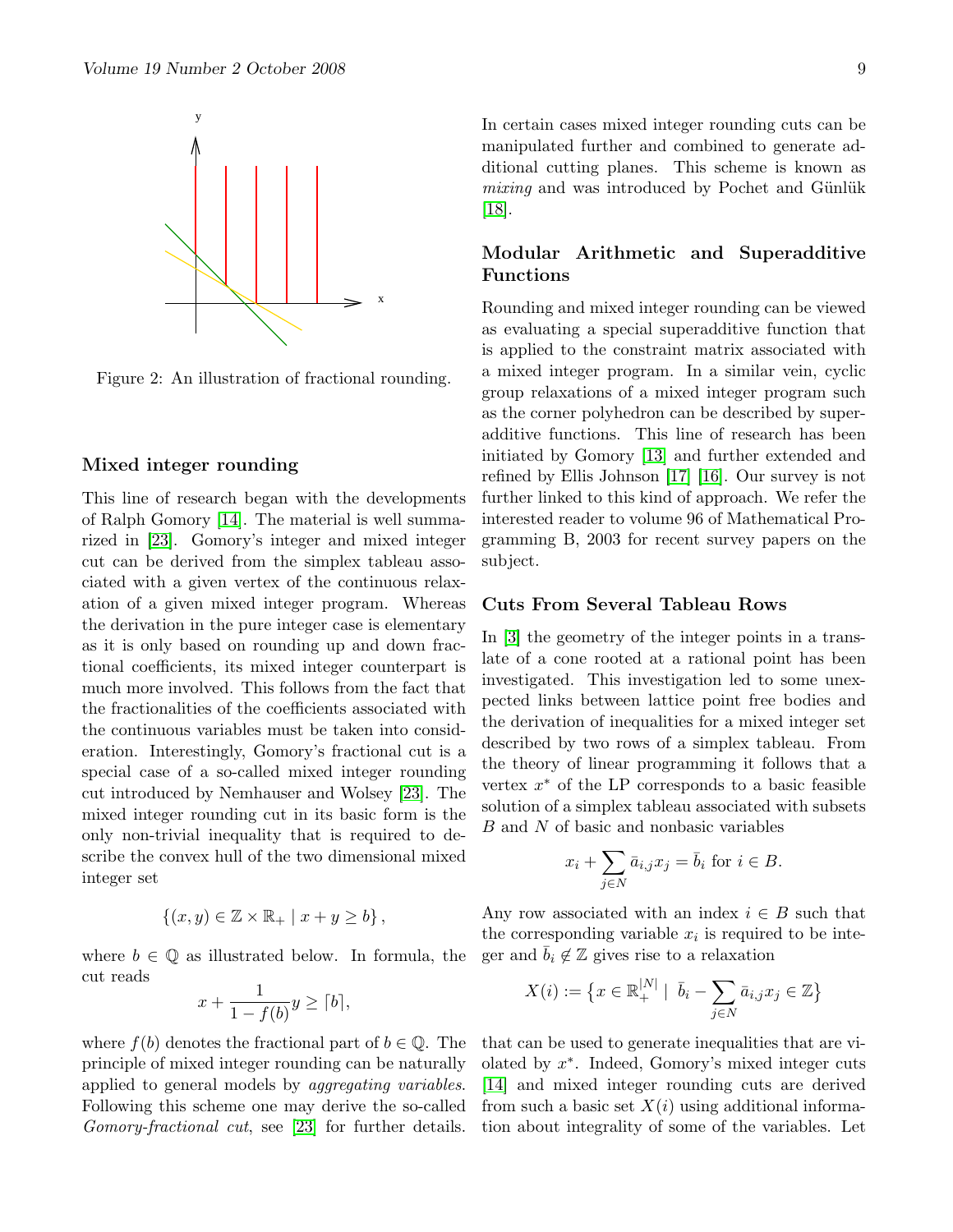Figure 2: An illustration of fractional rounding.

### Mixed integer rounding

This line of research began with the developments of Ralph Gomory [14]. The material is well summarized in [23]. Gomory's integer and mixed integer cut can be derived from the simplex tableau associated with a given vertex of the continuous relaxation of a given mixed integer program. Whereas the derivation in the pure integer case is elementary as it is only based on rounding up and down fractional coefficients, its mixed integer counterpart is much more involved. This follows from the fact that the fractionalities of the coefficients associated with the continuous variables must be taken into consideration. Interestingly, Gomory's fractional cut is a special case of a so-called mixed integer rounding cut introduced by Nemhauser and Wolsey [23]. The mixed integer rounding cut in its basic form is the only non-trivial inequality that is required to describe the convex hull of the two dimensional mixed integer set

$$\{(x, y) \in \mathbb{Z} \times \mathbb{R}_+ \mid x + y \geq b\},$$

where $b \in \mathbb{Q}$ as illustrated below. In formula, the cut reads

$$x + \frac{1}{1 - f(b)} y \geq \lceil b \rceil,$$

where $f(b)$ denotes the fractional part of $b \in \mathbb{Q}$. The principle of mixed integer rounding can be naturally applied to general models by *aggregating variables*. Following this scheme one may derive the so-called *Gomory-fractional cut*, see [23] for further details.

In certain cases mixed integer rounding cuts can be manipulated further and combined to generate additional cutting planes. This scheme is known as *mixing* and was introduced by Pochet and Günlük [18].

### Modular Arithmetic and Superadditive Functions

Rounding and mixed integer rounding can be viewed as evaluating a special superadditive function that is applied to the constraint matrix associated with a mixed integer program. In a similar vein, cyclic group relaxations of a mixed integer program such as the corner polyhedron can be described by superadditive functions. This line of research has been initiated by Gomory [13] and further extended and refined by Ellis Johnson [17] [16]. Our survey is not further linked to this kind of approach. We refer the interested reader to volume 96 of Mathematical Programming B, 2003 for recent survey papers on the subject.

### Cuts From Several Tableau Rows

In [3] the geometry of the integer points in a translate of a cone rooted at a rational point has been investigated. This investigation led to some unexpected links between lattice point free bodies and the derivation of inequalities for a mixed integer set described by two rows of a simplex tableau. From the theory of linear programming it follows that a vertex $x^*$ of the LP corresponds to a basic feasible solution of a simplex tableau associated with subsets $B$ and $N$ of basic and nonbasic variables

$$x_i + \sum_{j \in N} \bar{a}_{i,j} x_j = \bar{b}_i \text{ for } i \in B.$$

Any row associated with an index $i \in B$ such that the corresponding variable $x_i$ is required to be integer and $\bar{b}_i \notin \mathbb{Z}$ gives rise to a relaxation

$$X(i) := \left\{x \in \mathbb{R}_+^{|N|} \mid \bar{b}_i - \sum_{j \in N} \bar{a}_{i,j} x_j \in \mathbb{Z}\right\}$$

that can be used to generate inequalities that are violated by $x^*$. Indeed, Gomory's mixed integer cuts [14] and mixed integer rounding cuts are derived from such a basic set $X(i)$ using additional information about integrality of some of the variables. Let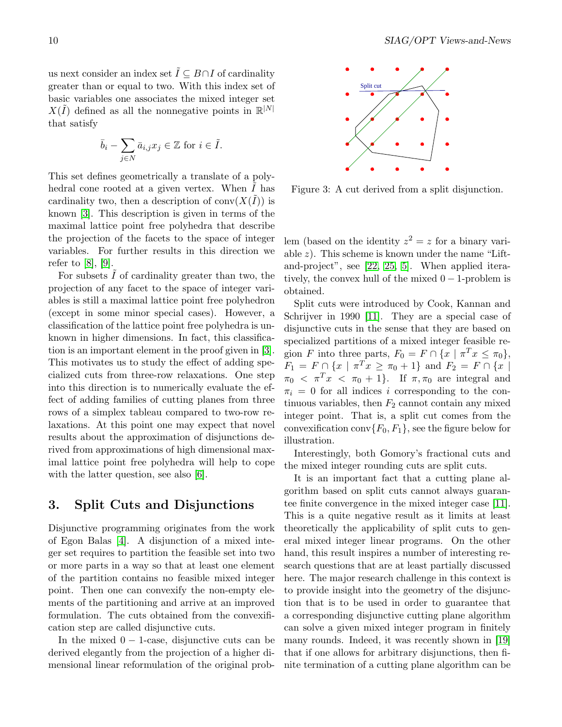us next consider an index set $\tilde{I} \subseteq B \cap I$ of cardinality greater than or equal to two. With this index set of basic variables one associates the mixed integer set $X(\tilde{I})$ defined as all the nonnegative points in $\mathbb{R}^{|N|}$ that satisfy

$$\bar{b}_i - \sum_{j \in N} \bar{a}_{i,j} x_j \in \mathbb{Z} \text{ for } i \in \tilde{I}.$$

This set defines geometrically a translate of a polyhedral cone rooted at a given vertex. When $\tilde{I}$ has cardinality two, then a description of $\text{conv}(X(\tilde{I}))$ is known [3]. This description is given in terms of the maximal lattice point free polyhedra that describe the projection of the facets to the space of integer variables. For further results in this direction we refer to [8], [9].

For subsets $\tilde{I}$ of cardinality greater than two, the projection of any facet to the space of integer variables is still a maximal lattice point free polyhedron (except in some minor special cases). However, a classification of the lattice point free polyhedra is unknown in higher dimensions. In fact, this classification is an important element in the proof given in [3]. This motivates us to study the effect of adding specialized cuts from three-row relaxations. One step into this direction is to numerically evaluate the effect of adding families of cutting planes from three rows of a simplex tableau compared to two-row relaxations. At this point one may expect that novel results about the approximation of disjunctions derived from approximations of high dimensional maximal lattice point free polyhedra will help to cope with the latter question, see also [6].

## 3. Split Cuts and Disjunctions

Disjunctive programming originates from the work of Egon Balas [4]. A disjunction of a mixed integer set requires to partition the feasible set into two or more parts in a way so that at least one element of the partition contains no feasible mixed integer point. Then one can convexify the non-empty elements of the partitioning and arrive at an improved formulation. The cuts obtained from the convexification step are called disjunctive cuts.

In the mixed $0-1$-case, disjunctive cuts can be derived elegantly from the projection of a higher dimensional linear reformulation of the original problem (based on the identity $z^2 = z$ for a binary variable $z$). This scheme is known under the name "Lift-and-project", see [22, 25, 5]. When applied iteratively, the convex hull of the mixed $0-1$-problem is obtained.

Figure 3: A cut derived from a split disjunction.

Split cuts were introduced by Cook, Kannan and Schrijver in 1990 [11]. They are a special case of disjunctive cuts in the sense that they are based on specialized partitions of a mixed integer feasible region $F$ into three parts, $F_0 = F \cap \{x \mid \pi^T x \leq \pi_0\}$, $F_1 = F \cap \{x \mid \pi^T x \geq \pi_0 + 1\}$ and $F_2 = F \cap \{x \mid \pi_0 < \pi^T x < \pi_0 + 1\}$. If $\pi, \pi_0$ are integral and $\pi_i = 0$ for all indices $i$ corresponding to the continuous variables, then $F_2$ cannot contain any mixed integer point. That is, a split cut comes from the convexification $\text{conv}\{F_0, F_1\}$, see the figure below for illustration.

Interestingly, both Gomory's fractional cuts and the mixed integer rounding cuts are split cuts.

It is an important fact that a cutting plane algorithm based on split cuts cannot always guarantee finite convergence in the mixed integer case [11]. This is a quite negative result as it limits at least theoretically the applicability of split cuts to general mixed integer linear programs. On the other hand, this result inspires a number of interesting research questions that are at least partially discussed here. The major research challenge in this context is to provide insight into the geometry of the disjunction that is to be used in order to guarantee that a corresponding disjunctive cutting plane algorithm can solve a given mixed integer program in finitely many rounds. Indeed, it was recently shown in [19] that if one allows for arbitrary disjunctions, then finite termination of a cutting plane algorithm can be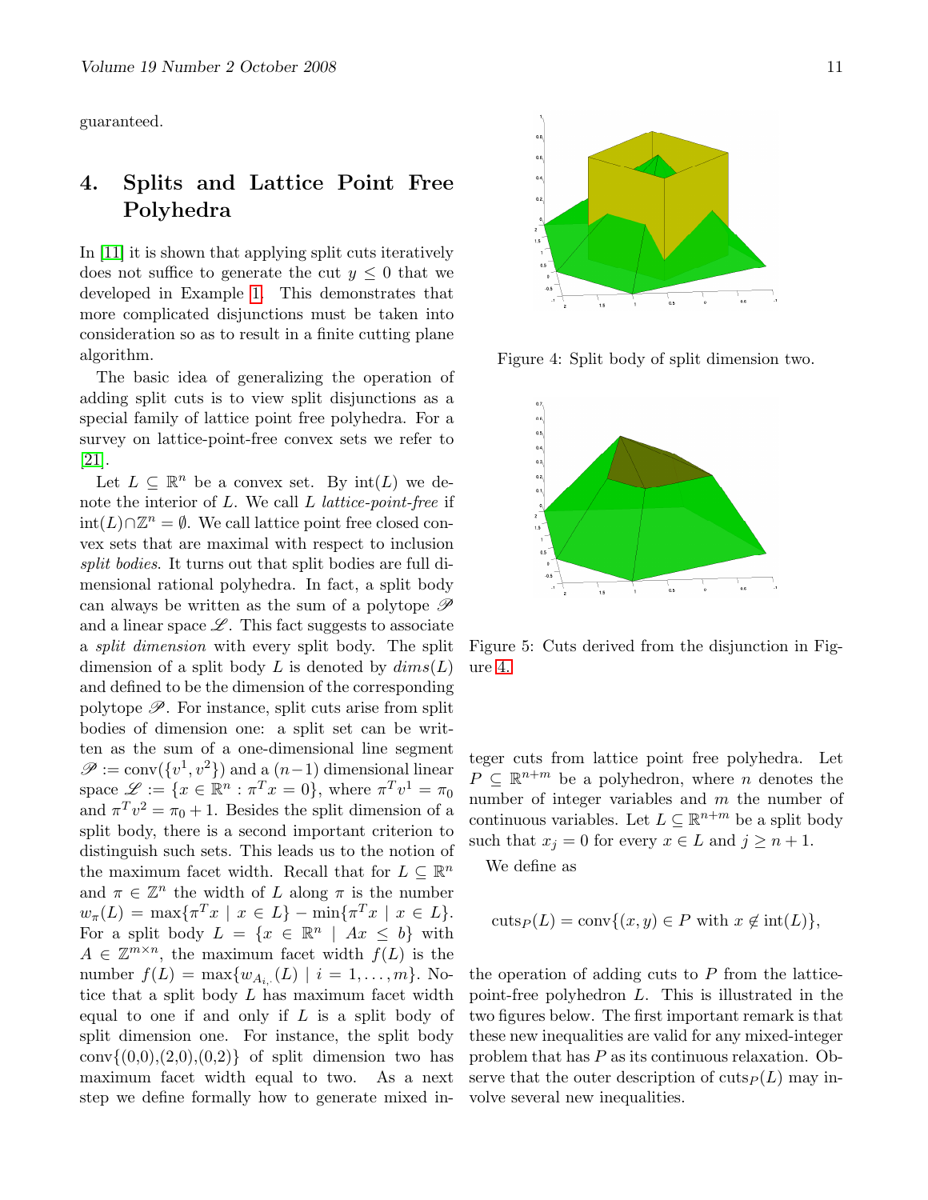guaranteed.

## 4. Splits and Lattice Point Free Polyhedra

In [11] it is shown that applying split cuts iteratively does not suffice to generate the cut $y \leq 0$ that we developed in Example 1. This demonstrates that more complicated disjunctions must be taken into consideration so as to result in a finite cutting plane algorithm.

The basic idea of generalizing the operation of adding split cuts is to view split disjunctions as a special family of lattice point free polyhedra. For a survey on lattice-point-free convex sets we refer to [21].

Let $L \subseteq \mathbb{R}^n$ be a convex set. By $\mathrm{int}(L)$ we denote the interior of $L$. We call $L$ *lattice-point-free* if $\mathrm{int}(L) \cap \mathbb{Z}^n = \emptyset$. We call lattice point free closed convex sets that are maximal with respect to inclusion *split bodies*. It turns out that split bodies are full dimensional rational polyhedra. In fact, a split body can always be written as the sum of a polytope $\mathscr{P}$ and a linear space $\mathscr{L}$. This fact suggests to associate a *split dimension* with every split body. The split dimension of a split body $L$ is denoted by $dims(L)$ and defined to be the dimension of the corresponding polytope $\mathscr{P}$. For instance, split cuts arise from split bodies of dimension one: a split set can be written as the sum of a one-dimensional line segment $\mathscr{P} := \mathrm{conv}(\{v^1, v^2\})$ and a $(n-1)$ dimensional linear space $\mathscr{L} := \{x \in \mathbb{R}^n : \pi^T x = 0\}$, where $\pi^T v^1 = \pi_0$ and $\pi^T v^2 = \pi_0 + 1$. Besides the split dimension of a split body, there is a second important criterion to distinguish such sets. This leads us to the notion of the maximum facet width. Recall that for $L \subseteq \mathbb{R}^n$ and $\pi \in \mathbb{Z}^n$ the width of $L$ along $\pi$ is the number $w_\pi(L) = \max\{\pi^T x \mid x \in L\} - \min\{\pi^T x \mid x \in L\}$. For a split body $L = \{x \in \mathbb{R}^n \mid Ax \leq b\}$ with $A \in \mathbb{Z}^{m \times n}$, the maximum facet width $f(L)$ is the number $f(L) = \max\{w_{A_{i,\cdot}}(L) \mid i = 1, \ldots, m\}$. Notice that a split body $L$ has maximum facet width equal to one if and only if $L$ is a split body of split dimension one. For instance, the split body $\mathrm{conv}\{(0,0),(2,0),(0,2)\}$ of split dimension two has maximum facet width equal to two. As a next step we define formally how to generate mixed integer cuts from lattice point free polyhedra. Let $P \subseteq \mathbb{R}^{n+m}$ be a polyhedron, where $n$ denotes the number of integer variables and $m$ the number of continuous variables. Let $L \subseteq \mathbb{R}^{n+m}$ be a split body such that $x_j = 0$ for every $x \in L$ and $j \geq n+1$.

Figure 4: Split body of split dimension two.

Figure 5: Cuts derived from the disjunction in Figure 4.

We define as

$$\mathrm{cuts}_P(L) = \mathrm{conv}\{(x, y) \in P \text{ with } x \notin \mathrm{int}(L)\},$$

the operation of adding cuts to $P$ from the lattice-point-free polyhedron $L$. This is illustrated in the two figures below. The first important remark is that these new inequalities are valid for any mixed-integer problem that has $P$ as its continuous relaxation. Observe that the outer description of $\mathrm{cuts}_P(L)$ may involve several new inequalities.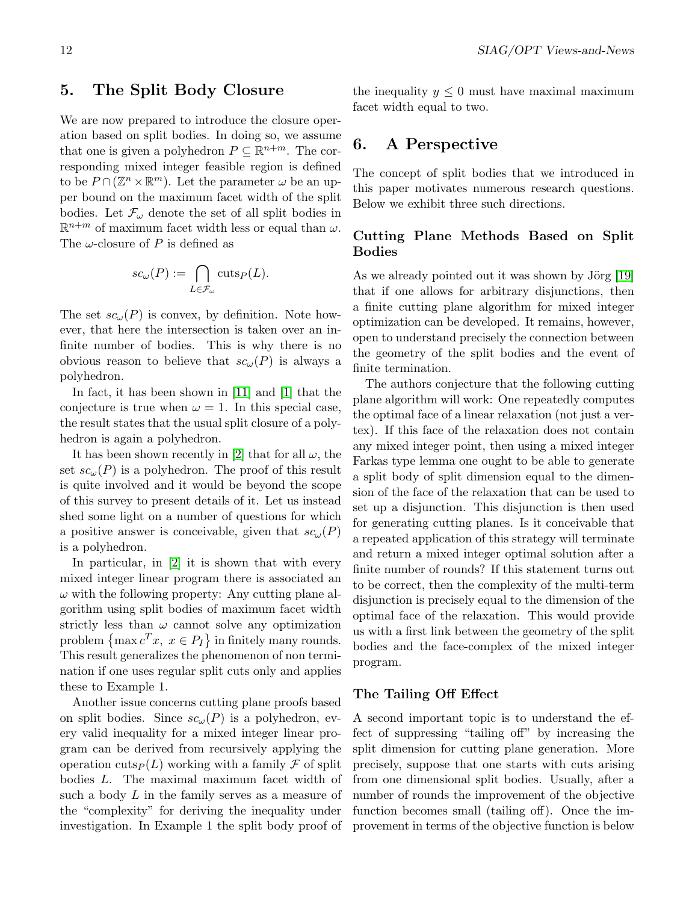## 5. The Split Body Closure

We are now prepared to introduce the closure operation based on split bodies. In doing so, we assume that one is given a polyhedron $P \subseteq \mathbb{R}^{n+m}$. The corresponding mixed integer feasible region is defined to be $P \cap (\mathbb{Z}^n \times \mathbb{R}^m)$. Let the parameter $\omega$ be an upper bound on the maximum facet width of the split bodies. Let $\mathcal{F}_\omega$ denote the set of all split bodies in $\mathbb{R}^{n+m}$ of maximum facet width less or equal than $\omega$. The $\omega$-closure of $P$ is defined as

$$sc_\omega(P) := \bigcap_{L \in \mathcal{F}_\omega} \text{cuts}_P(L).$$

The set $sc_\omega(P)$ is convex, by definition. Note however, that here the intersection is taken over an infinite number of bodies. This is why there is no obvious reason to believe that $sc_\omega(P)$ is always a polyhedron.

In fact, it has been shown in [11] and [1] that the conjecture is true when $\omega = 1$. In this special case, the result states that the usual split closure of a polyhedron is again a polyhedron.

It has been shown recently in [2] that for all $\omega$, the set $sc_\omega(P)$ is a polyhedron. The proof of this result is quite involved and it would be beyond the scope of this survey to present details of it. Let us instead shed some light on a number of questions for which a positive answer is conceivable, given that $sc_\omega(P)$ is a polyhedron.

In particular, in [2] it is shown that with every mixed integer linear program there is associated an $\omega$ with the following property: Any cutting plane algorithm using split bodies of maximum facet width strictly less than $\omega$ cannot solve any optimization problem $\{\max c^T x,\ x \in P_I\}$ in finitely many rounds. This result generalizes the phenomenon of non termination if one uses regular split cuts only and applies these to Example 1.

Another issue concerns cutting plane proofs based on split bodies. Since $sc_\omega(P)$ is a polyhedron, every valid inequality for a mixed integer linear program can be derived from recursively applying the operation $\text{cuts}_P(L)$ working with a family $\mathcal{F}$ of split bodies $L$. The maximal maximum facet width of such a body $L$ in the family serves as a measure of the "complexity" for deriving the inequality under investigation. In Example 1 the split body proof of the inequality $y \leq 0$ must have maximal maximum facet width equal to two.

## 6. A Perspective

The concept of split bodies that we introduced in this paper motivates numerous research questions. Below we exhibit three such directions.

### Cutting Plane Methods Based on Split Bodies

As we already pointed out it was shown by Jörg [19] that if one allows for arbitrary disjunctions, then a finite cutting plane algorithm for mixed integer optimization can be developed. It remains, however, open to understand precisely the connection between the geometry of the split bodies and the event of finite termination.

The authors conjecture that the following cutting plane algorithm will work: One repeatedly computes the optimal face of a linear relaxation (not just a vertex). If this face of the relaxation does not contain any mixed integer point, then using a mixed integer Farkas type lemma one ought to be able to generate a split body of split dimension equal to the dimension of the face of the relaxation that can be used to set up a disjunction. This disjunction is then used for generating cutting planes. Is it conceivable that a repeated application of this strategy will terminate and return a mixed integer optimal solution after a finite number of rounds? If this statement turns out to be correct, then the complexity of the multi-term disjunction is precisely equal to the dimension of the optimal face of the relaxation. This would provide us with a first link between the geometry of the split bodies and the face-complex of the mixed integer program.

### The Tailing Off Effect

A second important topic is to understand the effect of suppressing "tailing off" by increasing the split dimension for cutting plane generation. More precisely, suppose that one starts with cuts arising from one dimensional split bodies. Usually, after a number of rounds the improvement of the objective function becomes small (tailing off). Once the improvement in terms of the objective function is below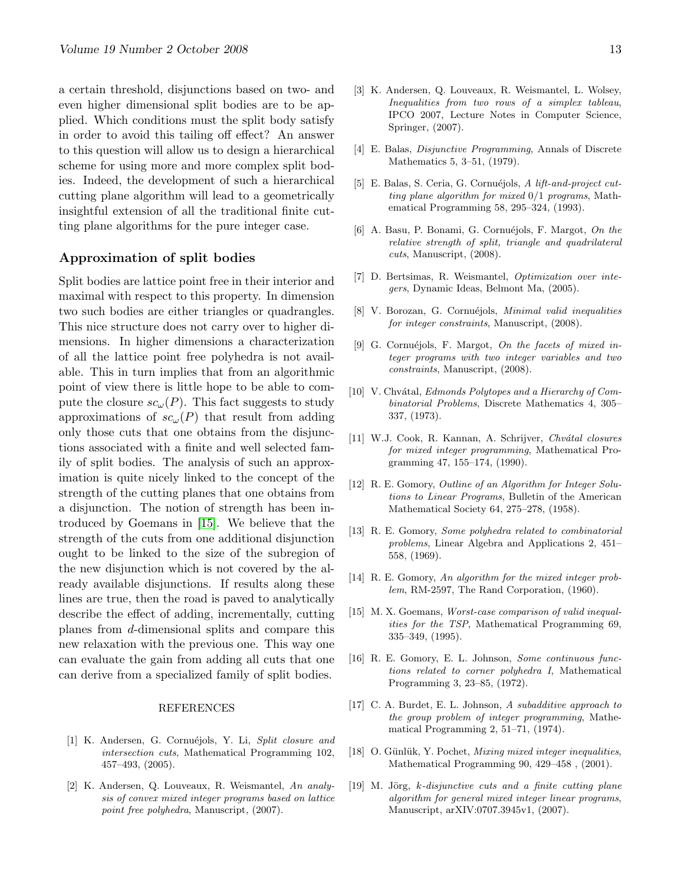a certain threshold, disjunctions based on two- and even higher dimensional split bodies are to be applied. Which conditions must the split body satisfy in order to avoid this tailing off effect? An answer to this question will allow us to design a hierarchical scheme for using more and more complex split bodies. Indeed, the development of such a hierarchical cutting plane algorithm will lead to a geometrically insightful extension of all the traditional finite cutting plane algorithms for the pure integer case.

### Approximation of split bodies

Split bodies are lattice point free in their interior and maximal with respect to this property. In dimension two such bodies are either triangles or quadrangles. This nice structure does not carry over to higher dimensions. In higher dimensions a characterization of all the lattice point free polyhedra is not available. This in turn implies that from an algorithmic point of view there is little hope to be able to compute the closure $sc_\omega(P)$. This fact suggests to study approximations of $sc_\omega(P)$ that result from adding only those cuts that one obtains from the disjunctions associated with a finite and well selected family of split bodies. The analysis of such an approximation is quite nicely linked to the concept of the strength of the cutting planes that one obtains from a disjunction. The notion of strength has been introduced by Goemans in [15]. We believe that the strength of the cuts from one additional disjunction ought to be linked to the size of the subregion of the new disjunction which is not covered by the already available disjunctions. If results along these lines are true, then the road is paved to analytically describe the effect of adding, incrementally, cutting planes from $d$-dimensional splits and compare this new relaxation with the previous one. This way one can evaluate the gain from adding all cuts that one can derive from a specialized family of split bodies.

### REFERENCES

[1] K. Andersen, G. Cornuéjols, Y. Li, *Split closure and intersection cuts*, Mathematical Programming 102, 457–493, (2005).

[2] K. Andersen, Q. Louveaux, R. Weismantel, *An analysis of convex mixed integer programs based on lattice point free polyhedra*, Manuscript, (2007).

[3] K. Andersen, Q. Louveaux, R. Weismantel, L. Wolsey, *Inequalities from two rows of a simplex tableau*, IPCO 2007, Lecture Notes in Computer Science, Springer, (2007).

[4] E. Balas, *Disjunctive Programming*, Annals of Discrete Mathematics 5, 3–51, (1979).

[5] E. Balas, S. Ceria, G. Cornuéjols, *A lift-and-project cutting plane algorithm for mixed 0/1 programs*, Mathematical Programming 58, 295–324, (1993).

[6] A. Basu, P. Bonami, G. Cornuéjols, F. Margot, *On the relative strength of split, triangle and quadrilateral cuts*, Manuscript, (2008).

[7] D. Bertsimas, R. Weismantel, *Optimization over integers*, Dynamic Ideas, Belmont Ma, (2005).

[8] V. Borozan, G. Cornuéjols, *Minimal valid inequalities for integer constraints*, Manuscript, (2008).

[9] G. Cornuéjols, F. Margot, *On the facets of mixed integer programs with two integer variables and two constraints*, Manuscript, (2008).

[10] V. Chvátal, *Edmonds Polytopes and a Hierarchy of Combinatorial Problems*, Discrete Mathematics 4, 305–337, (1973).

[11] W.J. Cook, R. Kannan, A. Schrijver, *Chvátal closures for mixed integer programming*, Mathematical Programming 47, 155–174, (1990).

[12] R. E. Gomory, *Outline of an Algorithm for Integer Solutions to Linear Programs*, Bulletin of the American Mathematical Society 64, 275–278, (1958).

[13] R. E. Gomory, *Some polyhedra related to combinatorial problems*, Linear Algebra and Applications 2, 451–558, (1969).

[14] R. E. Gomory, *An algorithm for the mixed integer problem*, RM-2597, The Rand Corporation, (1960).

[15] M. X. Goemans, *Worst-case comparison of valid inequalities for the TSP*, Mathematical Programming 69, 335–349, (1995).

[16] R. E. Gomory, E. L. Johnson, *Some continuous functions related to corner polyhedra I*, Mathematical Programming 3, 23–85, (1972).

[17] C. A. Burdet, E. L. Johnson, *A subadditive approach to the group problem of integer programming*, Mathematical Programming 2, 51–71, (1974).

[18] O. Günlük, Y. Pochet, *Mixing mixed integer inequalities*, Mathematical Programming 90, 429–458 , (2001).

[19] M. Jörg, *k-disjunctive cuts and a finite cutting plane algorithm for general mixed integer linear programs*, Manuscript, arXIV:0707.3945v1, (2007).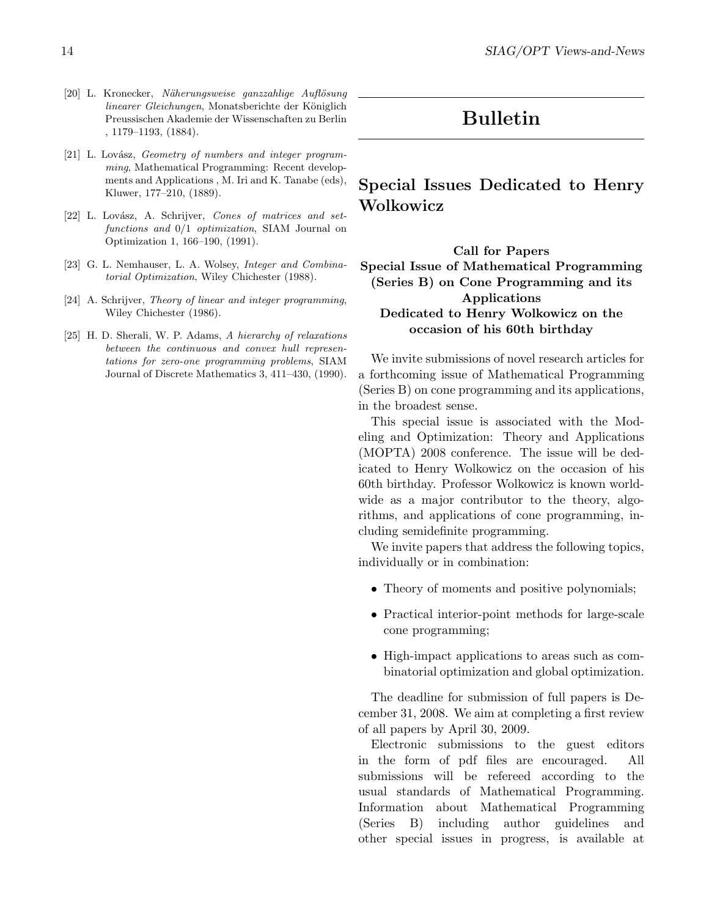[20] L. Kronecker, *Näherungsweise ganzzahlige Auflösung linearer Gleichungen*, Monatsberichte der Königlich Preussischen Akademie der Wissenschaften zu Berlin , 1179–1193, (1884).

[21] L. Lovász, *Geometry of numbers and integer programming*, Mathematical Programming: Recent developments and Applications , M. Iri and K. Tanabe (eds), Kluwer, 177–210, (1889).

[22] L. Lovász, A. Schrijver, *Cones of matrices and set-functions and* 0/1 *optimization*, SIAM Journal on Optimization 1, 166–190, (1991).

[23] G. L. Nemhauser, L. A. Wolsey, *Integer and Combinatorial Optimization*, Wiley Chichester (1988).

[24] A. Schrijver, *Theory of linear and integer programming*, Wiley Chichester (1986).

[25] H. D. Sherali, W. P. Adams, *A hierarchy of relaxations between the continuous and convex hull representations for zero-one programming problems*, SIAM Journal of Discrete Mathematics 3, 411–430, (1990).

# Bulletin

## Special Issues Dedicated to Henry Wolkowicz

**Call for Papers**
**Special Issue of Mathematical Programming (Series B) on Cone Programming and its Applications**
**Dedicated to Henry Wolkowicz on the occasion of his 60th birthday**

We invite submissions of novel research articles for a forthcoming issue of Mathematical Programming (Series B) on cone programming and its applications, in the broadest sense.

This special issue is associated with the Modeling and Optimization: Theory and Applications (MOPTA) 2008 conference. The issue will be dedicated to Henry Wolkowicz on the occasion of his 60th birthday. Professor Wolkowicz is known worldwide as a major contributor to the theory, algorithms, and applications of cone programming, including semidefinite programming.

We invite papers that address the following topics, individually or in combination:

- Theory of moments and positive polynomials;
- Practical interior-point methods for large-scale cone programming;
- High-impact applications to areas such as combinatorial optimization and global optimization.

The deadline for submission of full papers is December 31, 2008. We aim at completing a first review of all papers by April 30, 2009.

Electronic submissions to the guest editors in the form of pdf files are encouraged. All submissions will be refereed according to the usual standards of Mathematical Programming. Information about Mathematical Programming (Series B) including author guidelines and other special issues in progress, is available at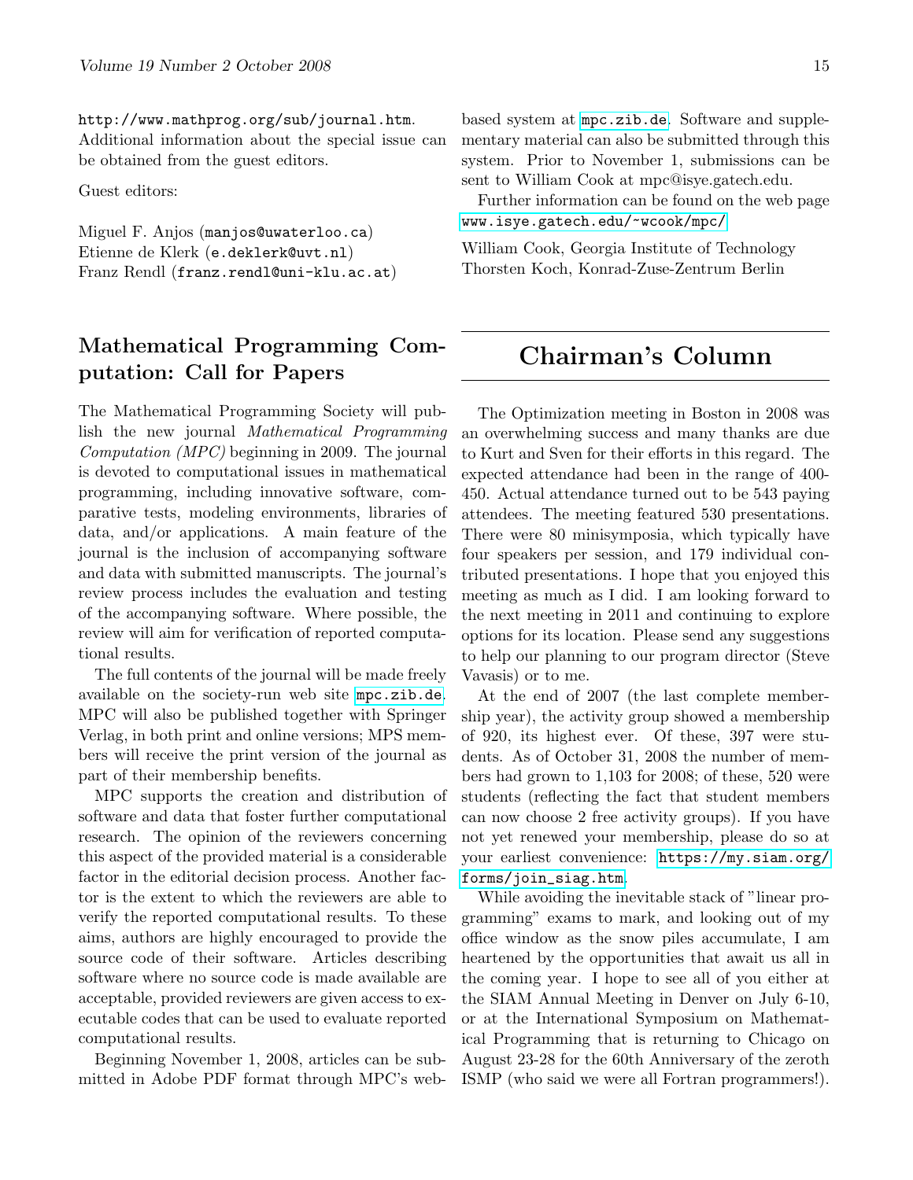http://www.mathprog.org/sub/journal.htm. Additional information about the special issue can be obtained from the guest editors.

Guest editors:

Miguel F. Anjos (manjos@uwaterloo.ca)
Etienne de Klerk (e.deklerk@uvt.nl)
Franz Rendl (franz.rendl@uni-klu.ac.at)

## Mathematical Programming Computation: Call for Papers

The Mathematical Programming Society will publish the new journal *Mathematical Programming Computation (MPC)* beginning in 2009. The journal is devoted to computational issues in mathematical programming, including innovative software, comparative tests, modeling environments, libraries of data, and/or applications. A main feature of the journal is the inclusion of accompanying software and data with submitted manuscripts. The journal's review process includes the evaluation and testing of the accompanying software. Where possible, the review will aim for verification of reported computational results.

The full contents of the journal will be made freely available on the society-run web site mpc.zib.de. MPC will also be published together with Springer Verlag, in both print and online versions; MPS members will receive the print version of the journal as part of their membership benefits.

MPC supports the creation and distribution of software and data that foster further computational research. The opinion of the reviewers concerning this aspect of the provided material is a considerable factor in the editorial decision process. Another factor is the extent to which the reviewers are able to verify the reported computational results. To these aims, authors are highly encouraged to provide the source code of their software. Articles describing software where no source code is made available are acceptable, provided reviewers are given access to executable codes that can be used to evaluate reported computational results.

Beginning November 1, 2008, articles can be submitted in Adobe PDF format through MPC's web-based system at mpc.zib.de. Software and supplementary material can also be submitted through this system. Prior to November 1, submissions can be sent to William Cook at mpc@isye.gatech.edu.

Further information can be found on the web page www.isye.gatech.edu/~wcook/mpc/

William Cook, Georgia Institute of Technology
Thorsten Koch, Konrad-Zuse-Zentrum Berlin

# Chairman's Column

The Optimization meeting in Boston in 2008 was an overwhelming success and many thanks are due to Kurt and Sven for their efforts in this regard. The expected attendance had been in the range of 400-450. Actual attendance turned out to be 543 paying attendees. The meeting featured 530 presentations. There were 80 minisymposia, which typically have four speakers per session, and 179 individual contributed presentations. I hope that you enjoyed this meeting as much as I did. I am looking forward to the next meeting in 2011 and continuing to explore options for its location. Please send any suggestions to help our planning to our program director (Steve Vavasis) or to me.

At the end of 2007 (the last complete membership year), the activity group showed a membership of 920, its highest ever. Of these, 397 were students. As of October 31, 2008 the number of members had grown to 1,103 for 2008; of these, 520 were students (reflecting the fact that student members can now choose 2 free activity groups). If you have not yet renewed your membership, please do so at your earliest convenience: https://my.siam.org/forms/join_siag.htm.

While avoiding the inevitable stack of "linear programming" exams to mark, and looking out of my office window as the snow piles accumulate, I am heartened by the opportunities that await us all in the coming year. I hope to see all of you either at the SIAM Annual Meeting in Denver on July 6-10, or at the International Symposium on Mathematical Programming that is returning to Chicago on August 23-28 for the 60th Anniversary of the zeroth ISMP (who said we were all Fortran programmers!).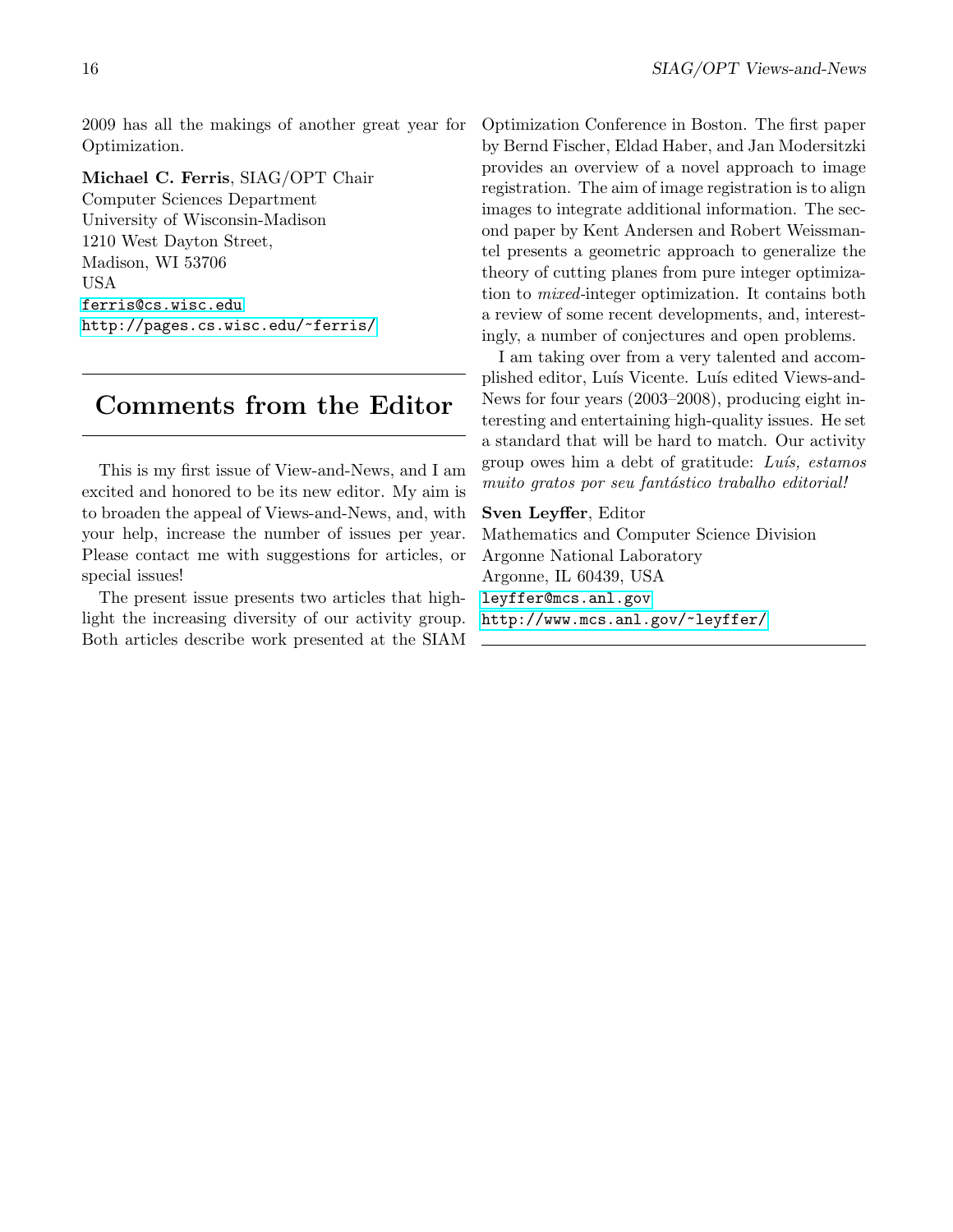2009 has all the makings of another great year for Optimization.

**Michael C. Ferris**, SIAG/OPT Chair
Computer Sciences Department
University of Wisconsin-Madison
1210 West Dayton Street,
Madison, WI 53706
USA
ferris@cs.wisc.edu
http://pages.cs.wisc.edu/~ferris/

## Comments from the Editor

This is my first issue of View-and-News, and I am excited and honored to be its new editor. My aim is to broaden the appeal of Views-and-News, and, with your help, increase the number of issues per year. Please contact me with suggestions for articles, or special issues!

The present issue presents two articles that highlight the increasing diversity of our activity group. Both articles describe work presented at the SIAM Optimization Conference in Boston. The first paper by Bernd Fischer, Eldad Haber, and Jan Modersitzki provides an overview of a novel approach to image registration. The aim of image registration is to align images to integrate additional information. The second paper by Kent Andersen and Robert Weissmantel presents a geometric approach to generalize the theory of cutting planes from pure integer optimization to *mixed*-integer optimization. It contains both a review of some recent developments, and, interestingly, a number of conjectures and open problems.

I am taking over from a very talented and accomplished editor, Luís Vicente. Luís edited Views-and-News for four years (2003–2008), producing eight interesting and entertaining high-quality issues. He set a standard that will be hard to match. Our activity group owes him a debt of gratitude: *Luís, estamos muito gratos por seu fantástico trabalho editorial!*

**Sven Leyffer**, Editor
Mathematics and Computer Science Division
Argonne National Laboratory
Argonne, IL 60439, USA
leyffer@mcs.anl.gov
http://www.mcs.anl.gov/~leyffer/